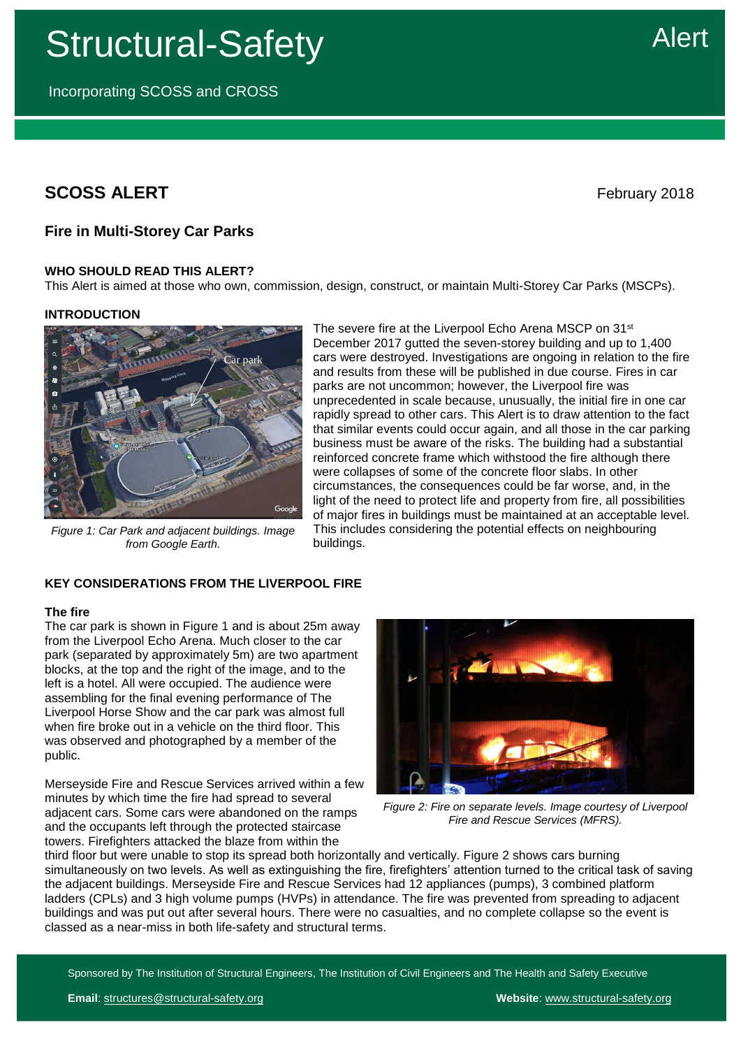# Structural-Safety

Incorporating SCOSS and CROSS

Alert

## SCOSS ALERT

February 2018

### Fire in Multi-Storey Car Parks

**WHO SHOULD READ THIS ALERT?**

This Alert is aimed at those who own, commission, design, construct, or maintain Multi-Storey Car Parks (MSCPs).

**INTRODUCTION**

*Figure 1: Car Park and adjacent buildings. Image from Google Earth.*

The severe fire at the Liverpool Echo Arena MSCP on 31st December 2017 gutted the seven-storey building and up to 1,400 cars were destroyed. Investigations are ongoing in relation to the fire and results from these will be published in due course. Fires in car parks are not uncommon; however, the Liverpool fire was unprecedented in scale because, unusually, the initial fire in one car rapidly spread to other cars. This Alert is to draw attention to the fact that similar events could occur again, and all those in the car parking business must be aware of the risks. The building had a substantial reinforced concrete frame which withstood the fire although there were collapses of some of the concrete floor slabs. In other circumstances, the consequences could be far worse, and, in the light of the need to protect life and property from fire, all possibilities of major fires in buildings must be maintained at an acceptable level. This includes considering the potential effects on neighbouring buildings.

**KEY CONSIDERATIONS FROM THE LIVERPOOL FIRE**

**The fire**

The car park is shown in Figure 1 and is about 25m away from the Liverpool Echo Arena. Much closer to the car park (separated by approximately 5m) are two apartment blocks, at the top and the right of the image, and to the left is a hotel. All were occupied. The audience were assembling for the final evening performance of The Liverpool Horse Show and the car park was almost full when fire broke out in a vehicle on the third floor. This was observed and photographed by a member of the public.

*Figure 2: Fire on separate levels. Image courtesy of Liverpool Fire and Rescue Services (MFRS).*

Merseyside Fire and Rescue Services arrived within a few minutes by which time the fire had spread to several adjacent cars. Some cars were abandoned on the ramps and the occupants left through the protected staircase towers. Firefighters attacked the blaze from within the third floor but were unable to stop its spread both horizontally and vertically. Figure 2 shows cars burning simultaneously on two levels. As well as extinguishing the fire, firefighters' attention turned to the critical task of saving the adjacent buildings. Merseyside Fire and Rescue Services had 12 appliances (pumps), 3 combined platform ladders (CPLs) and 3 high volume pumps (HVPs) in attendance. The fire was prevented from spreading to adjacent buildings and was put out after several hours. There were no casualties, and no complete collapse so the event is classed as a near-miss in both life-safety and structural terms.

Sponsored by The Institution of Structural Engineers, The Institution of Civil Engineers and The Health and Safety Executive

**Email**: structures@structural-safety.org **Website**: www.structural-safety.org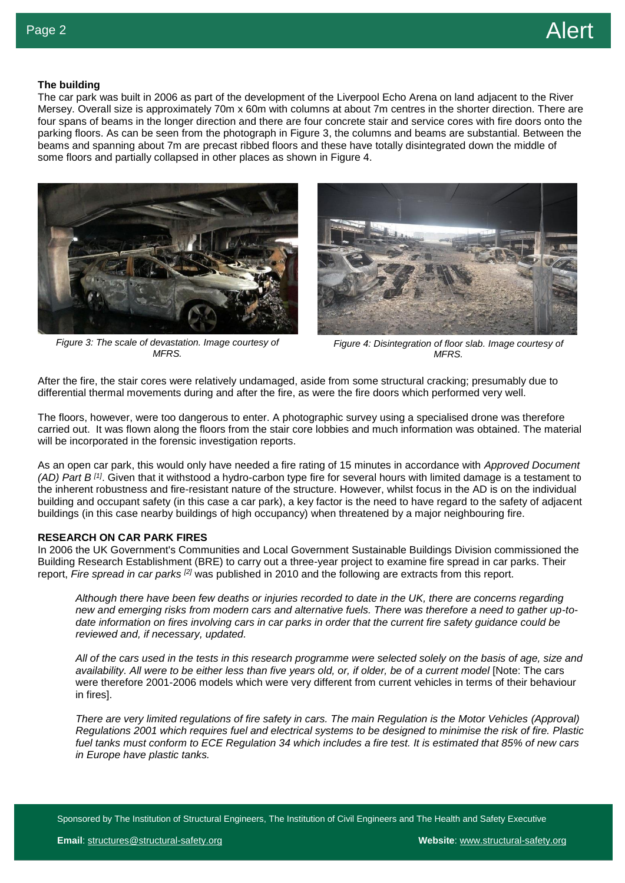### The building

The car park was built in 2006 as part of the development of the Liverpool Echo Arena on land adjacent to the River Mersey. Overall size is approximately 70m x 60m with columns at about 7m centres in the shorter direction. There are four spans of beams in the longer direction and there are four concrete stair and service cores with fire doors onto the parking floors. As can be seen from the photograph in Figure 3, the columns and beams are substantial. Between the beams and spanning about 7m are precast ribbed floors and these have totally disintegrated down the middle of some floors and partially collapsed in other places as shown in Figure 4.

*Figure 3: The scale of devastation. Image courtesy of MFRS.*

*Figure 4: Disintegration of floor slab. Image courtesy of MFRS.*

After the fire, the stair cores were relatively undamaged, aside from some structural cracking; presumably due to differential thermal movements during and after the fire, as were the fire doors which performed very well.

The floors, however, were too dangerous to enter. A photographic survey using a specialised drone was therefore carried out. It was flown along the floors from the stair core lobbies and much information was obtained. The material will be incorporated in the forensic investigation reports.

As an open car park, this would only have needed a fire rating of 15 minutes in accordance with *Approved Document (AD) Part B* [1]. Given that it withstood a hydro-carbon type fire for several hours with limited damage is a testament to the inherent robustness and fire-resistant nature of the structure. However, whilst focus in the AD is on the individual building and occupant safety (in this case a car park), a key factor is the need to have regard to the safety of adjacent buildings (in this case nearby buildings of high occupancy) when threatened by a major neighbouring fire.

### RESEARCH ON CAR PARK FIRES

In 2006 the UK Government's Communities and Local Government Sustainable Buildings Division commissioned the Building Research Establishment (BRE) to carry out a three-year project to examine fire spread in car parks. Their report, *Fire spread in car parks* [2] was published in 2010 and the following are extracts from this report.

> *Although there have been few deaths or injuries recorded to date in the UK, there are concerns regarding new and emerging risks from modern cars and alternative fuels. There was therefore a need to gather up-to-date information on fires involving cars in car parks in order that the current fire safety guidance could be reviewed and, if necessary, updated.*
>
> *All of the cars used in the tests in this research programme were selected solely on the basis of age, size and availability. All were to be either less than five years old, or, if older, be of a current model* [Note: The cars were therefore 2001-2006 models which were very different from current vehicles in terms of their behaviour in fires].
>
> *There are very limited regulations of fire safety in cars. The main Regulation is the Motor Vehicles (Approval) Regulations 2001 which requires fuel and electrical systems to be designed to minimise the risk of fire. Plastic fuel tanks must conform to ECE Regulation 34 which includes a fire test. It is estimated that 85% of new cars in Europe have plastic tanks.*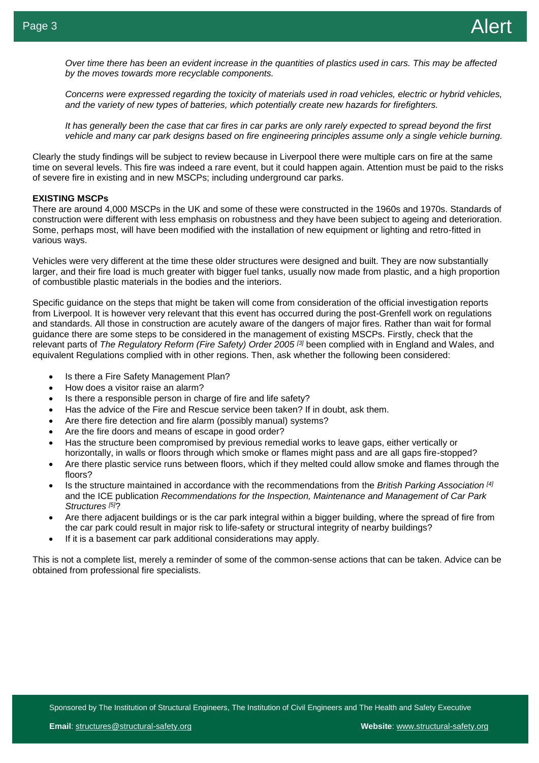*Over time there has been an evident increase in the quantities of plastics used in cars. This may be affected by the moves towards more recyclable components.*

*Concerns were expressed regarding the toxicity of materials used in road vehicles, electric or hybrid vehicles, and the variety of new types of batteries, which potentially create new hazards for firefighters.*

*It has generally been the case that car fires in car parks are only rarely expected to spread beyond the first vehicle and many car park designs based on fire engineering principles assume only a single vehicle burning.*

Clearly the study findings will be subject to review because in Liverpool there were multiple cars on fire at the same time on several levels. This fire was indeed a rare event, but it could happen again. Attention must be paid to the risks of severe fire in existing and in new MSCPs; including underground car parks.

**EXISTING MSCPs**

There are around 4,000 MSCPs in the UK and some of these were constructed in the 1960s and 1970s. Standards of construction were different with less emphasis on robustness and they have been subject to ageing and deterioration. Some, perhaps most, will have been modified with the installation of new equipment or lighting and retro-fitted in various ways.

Vehicles were very different at the time these older structures were designed and built. They are now substantially larger, and their fire load is much greater with bigger fuel tanks, usually now made from plastic, and a high proportion of combustible plastic materials in the bodies and the interiors.

Specific guidance on the steps that might be taken will come from consideration of the official investigation reports from Liverpool. It is however very relevant that this event has occurred during the post-Grenfell work on regulations and standards. All those in construction are acutely aware of the dangers of major fires. Rather than wait for formal guidance there are some steps to be considered in the management of existing MSCPs. Firstly, check that the relevant parts of *The Regulatory Reform (Fire Safety) Order 2005* [3] been complied with in England and Wales, and equivalent Regulations complied with in other regions. Then, ask whether the following been considered:

- Is there a Fire Safety Management Plan?
- How does a visitor raise an alarm?
- Is there a responsible person in charge of fire and life safety?
- Has the advice of the Fire and Rescue service been taken? If in doubt, ask them.
- Are there fire detection and fire alarm (possibly manual) systems?
- Are the fire doors and means of escape in good order?
- Has the structure been compromised by previous remedial works to leave gaps, either vertically or horizontally, in walls or floors through which smoke or flames might pass and are all gaps fire-stopped?
- Are there plastic service runs between floors, which if they melted could allow smoke and flames through the floors?
- Is the structure maintained in accordance with the recommendations from the *British Parking Association* [4] and the ICE publication *Recommendations for the Inspection, Maintenance and Management of Car Park Structures* [5]?
- Are there adjacent buildings or is the car park integral within a bigger building, where the spread of fire from the car park could result in major risk to life-safety or structural integrity of nearby buildings?
- If it is a basement car park additional considerations may apply.

This is not a complete list, merely a reminder of some of the common-sense actions that can be taken. Advice can be obtained from professional fire specialists.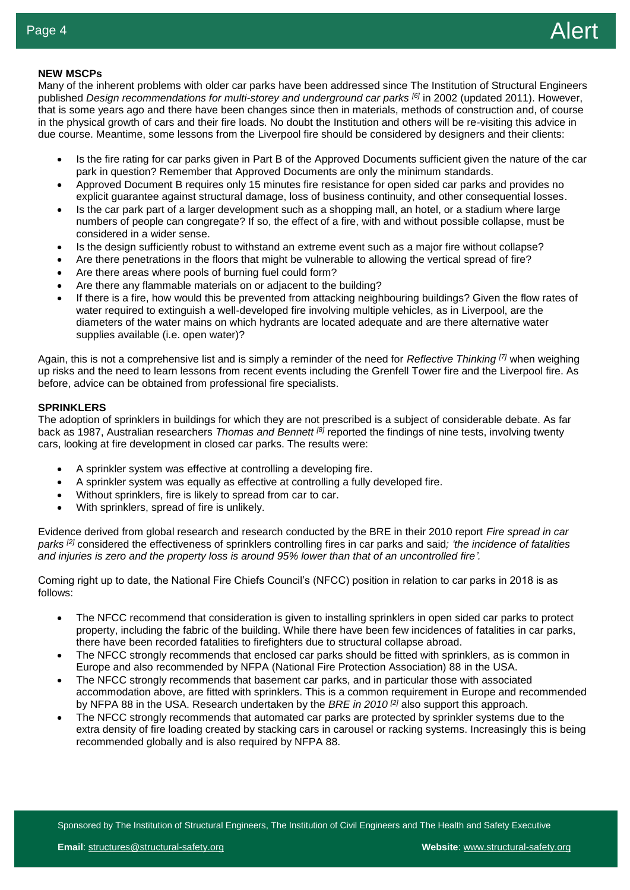**NEW MSCPs**

Many of the inherent problems with older car parks have been addressed since The Institution of Structural Engineers published *Design recommendations for multi-storey and underground car parks* [6] in 2002 (updated 2011). However, that is some years ago and there have been changes since then in materials, methods of construction and, of course in the physical growth of cars and their fire loads. No doubt the Institution and others will be re-visiting this advice in due course. Meantime, some lessons from the Liverpool fire should be considered by designers and their clients:

- Is the fire rating for car parks given in Part B of the Approved Documents sufficient given the nature of the car park in question? Remember that Approved Documents are only the minimum standards.
- Approved Document B requires only 15 minutes fire resistance for open sided car parks and provides no explicit guarantee against structural damage, loss of business continuity, and other consequential losses.
- Is the car park part of a larger development such as a shopping mall, an hotel, or a stadium where large numbers of people can congregate? If so, the effect of a fire, with and without possible collapse, must be considered in a wider sense.
- Is the design sufficiently robust to withstand an extreme event such as a major fire without collapse?
- Are there penetrations in the floors that might be vulnerable to allowing the vertical spread of fire?
- Are there areas where pools of burning fuel could form?
- Are there any flammable materials on or adjacent to the building?
- If there is a fire, how would this be prevented from attacking neighbouring buildings? Given the flow rates of water required to extinguish a well-developed fire involving multiple vehicles, as in Liverpool, are the diameters of the water mains on which hydrants are located adequate and are there alternative water supplies available (i.e. open water)?

Again, this is not a comprehensive list and is simply a reminder of the need for *Reflective Thinking* [7] when weighing up risks and the need to learn lessons from recent events including the Grenfell Tower fire and the Liverpool fire. As before, advice can be obtained from professional fire specialists.

**SPRINKLERS**

The adoption of sprinklers in buildings for which they are not prescribed is a subject of considerable debate. As far back as 1987, Australian researchers *Thomas and Bennett* [8] reported the findings of nine tests, involving twenty cars, looking at fire development in closed car parks. The results were:

- A sprinkler system was effective at controlling a developing fire.
- A sprinkler system was equally as effective at controlling a fully developed fire.
- Without sprinklers, fire is likely to spread from car to car.
- With sprinklers, spread of fire is unlikely.

Evidence derived from global research and research conducted by the BRE in their 2010 report *Fire spread in car parks* [2] considered the effectiveness of sprinklers controlling fires in car parks and said*; 'the incidence of fatalities and injuries is zero and the property loss is around 95% lower than that of an uncontrolled fire'.*

Coming right up to date, the National Fire Chiefs Council's (NFCC) position in relation to car parks in 2018 is as follows:

- The NFCC recommend that consideration is given to installing sprinklers in open sided car parks to protect property, including the fabric of the building. While there have been few incidences of fatalities in car parks, there have been recorded fatalities to firefighters due to structural collapse abroad.
- The NFCC strongly recommends that enclosed car parks should be fitted with sprinklers, as is common in Europe and also recommended by NFPA (National Fire Protection Association) 88 in the USA.
- The NFCC strongly recommends that basement car parks, and in particular those with associated accommodation above, are fitted with sprinklers. This is a common requirement in Europe and recommended by NFPA 88 in the USA. Research undertaken by the *BRE in 2010* [2] also support this approach.
- The NFCC strongly recommends that automated car parks are protected by sprinkler systems due to the extra density of fire loading created by stacking cars in carousel or racking systems. Increasingly this is being recommended globally and is also required by NFPA 88.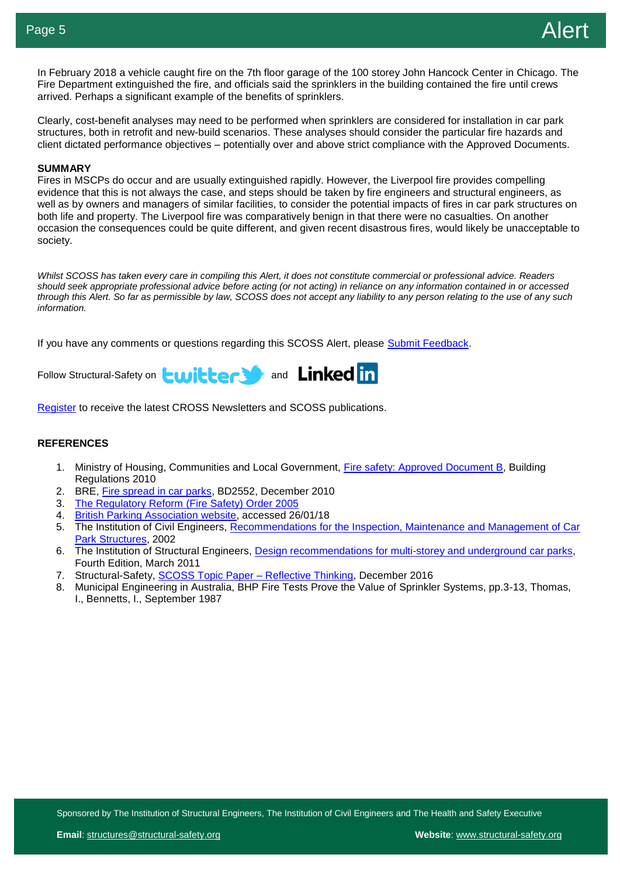In February 2018 a vehicle caught fire on the 7th floor garage of the 100 storey John Hancock Center in Chicago. The Fire Department extinguished the fire, and officials said the sprinklers in the building contained the fire until crews arrived. Perhaps a significant example of the benefits of sprinklers.

Clearly, cost-benefit analyses may need to be performed when sprinklers are considered for installation in car park structures, both in retrofit and new-build scenarios. These analyses should consider the particular fire hazards and client dictated performance objectives – potentially over and above strict compliance with the Approved Documents.

**SUMMARY**

Fires in MSCPs do occur and are usually extinguished rapidly. However, the Liverpool fire provides compelling evidence that this is not always the case, and steps should be taken by fire engineers and structural engineers, as well as by owners and managers of similar facilities, to consider the potential impacts of fires in car park structures on both life and property. The Liverpool fire was comparatively benign in that there were no casualties. On another occasion the consequences could be quite different, and given recent disastrous fires, would likely be unacceptable to society.

*Whilst SCOSS has taken every care in compiling this Alert, it does not constitute commercial or professional advice. Readers should seek appropriate professional advice before acting (or not acting) in reliance on any information contained in or accessed through this Alert. So far as permissible by law, SCOSS does not accept any liability to any person relating to the use of any such information.*

If you have any comments or questions regarding this SCOSS Alert, please Submit Feedback.

Follow Structural-Safety on twitter and LinkedIn

Register to receive the latest CROSS Newsletters and SCOSS publications.

**REFERENCES**

1. Ministry of Housing, Communities and Local Government, Fire safety: Approved Document B, Building Regulations 2010
2. BRE, Fire spread in car parks, BD2552, December 2010
3. The Regulatory Reform (Fire Safety) Order 2005
4. British Parking Association website, accessed 26/01/18
5. The Institution of Civil Engineers, Recommendations for the Inspection, Maintenance and Management of Car Park Structures, 2002
6. The Institution of Structural Engineers, Design recommendations for multi-storey and underground car parks, Fourth Edition, March 2011
7. Structural-Safety, SCOSS Topic Paper – Reflective Thinking, December 2016
8. Municipal Engineering in Australia, BHP Fire Tests Prove the Value of Sprinkler Systems, pp.3-13, Thomas, I., Bennetts, I., September 1987

Sponsored by The Institution of Structural Engineers, The Institution of Civil Engineers and The Health and Safety Executive

**Email**: structures@structural-safety.org **Website**: www.structural-safety.org